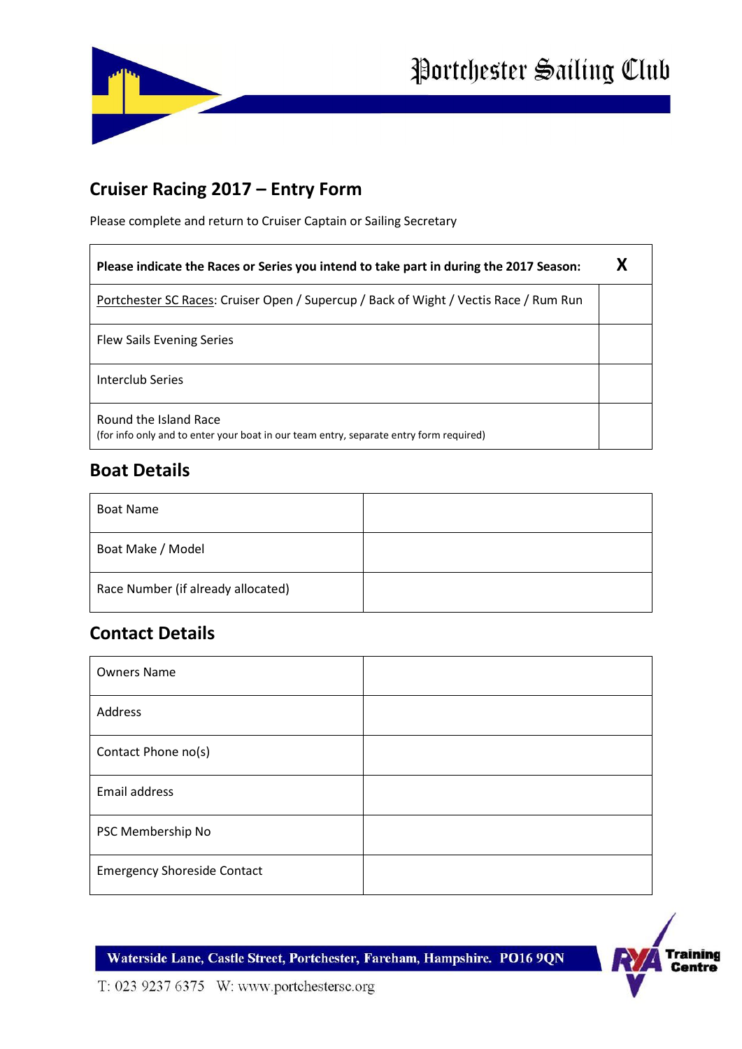Portchester Sailing Club

## Cruiser Racing 2017 – Entry Form

Please complete and return to Cruiser Captain or Sailing Secretary

| **Please indicate the Races or Series you intend to take part in during the 2017 Season:** | **X** |
|---|---|
| Portchester SC Races: Cruiser Open / Supercup / Back of Wight / Vectis Race / Rum Run | |
| Flew Sails Evening Series | |
| Interclub Series | |
| Round the Island Race<br>(for info only and to enter your boat in our team entry, separate entry form required) | |

## Boat Details

| | |
|---|---|
| Boat Name | |
| Boat Make / Model | |
| Race Number (if already allocated) | |

## Contact Details

| | |
|---|---|
| Owners Name | |
| Address | |
| Contact Phone no(s) | |
| Email address | |
| PSC Membership No | |
| Emergency Shoreside Contact | |

Waterside Lane, Castle Street, Portchester, Fareham, Hampshire. PO16 9QN

T: 023 9237 6375 W: www.portchestersc.org

RYA Training Centre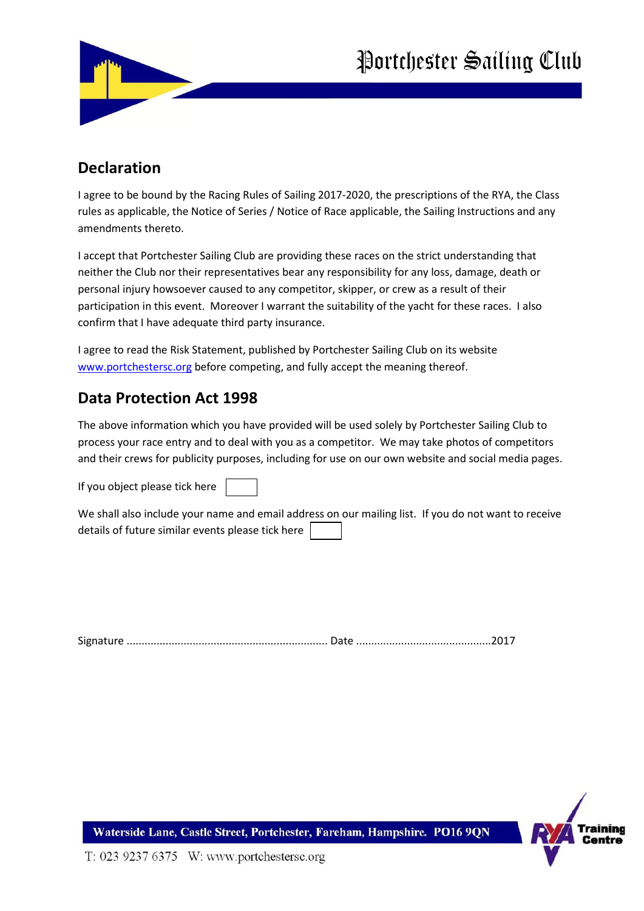# Portchester Sailing Club

## Declaration

I agree to be bound by the Racing Rules of Sailing 2017-2020, the prescriptions of the RYA, the Class rules as applicable, the Notice of Series / Notice of Race applicable, the Sailing Instructions and any amendments thereto.

I accept that Portchester Sailing Club are providing these races on the strict understanding that neither the Club nor their representatives bear any responsibility for any loss, damage, death or personal injury howsoever caused to any competitor, skipper, or crew as a result of their participation in this event. Moreover I warrant the suitability of the yacht for these races. I also confirm that I have adequate third party insurance.

I agree to read the Risk Statement, published by Portchester Sailing Club on its website www.portchestersc.org before competing, and fully accept the meaning thereof.

## Data Protection Act 1998

The above information which you have provided will be used solely by Portchester Sailing Club to process your race entry and to deal with you as a competitor. We may take photos of competitors and their crews for publicity purposes, including for use on our own website and social media pages.

If you object please tick here ☐

We shall also include your name and email address on our mailing list. If you do not want to receive details of future similar events please tick here ☐

Signature .................................................................... Date .............................................2017

Waterside Lane, Castle Street, Portchester, Fareham, Hampshire. PO16 9QN

T: 023 9237 6375 W: www.portchestersc.org

RYA Training Centre